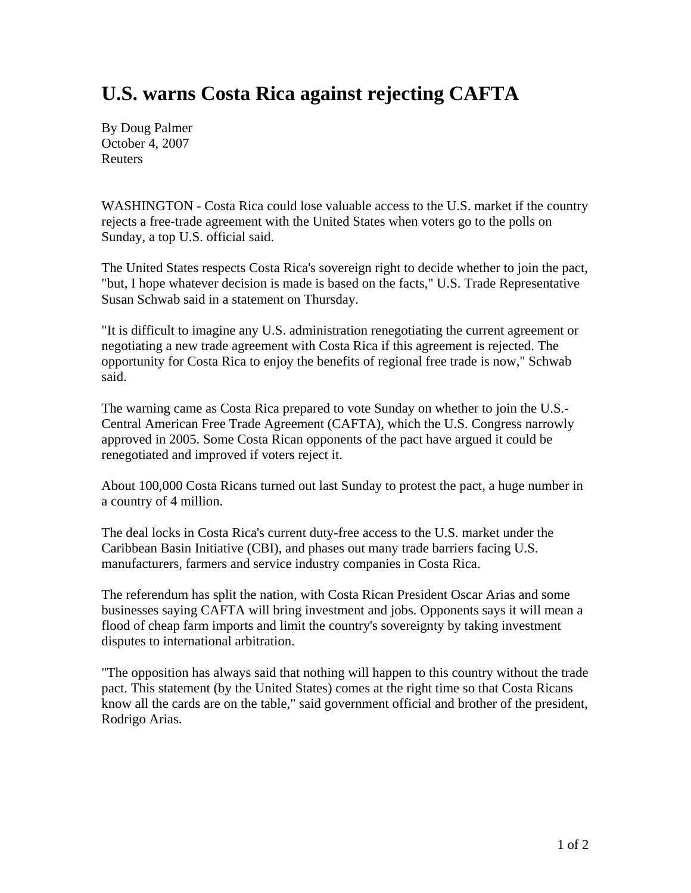# U.S. warns Costa Rica against rejecting CAFTA

By Doug Palmer
October 4, 2007
Reuters

WASHINGTON - Costa Rica could lose valuable access to the U.S. market if the country rejects a free-trade agreement with the United States when voters go to the polls on Sunday, a top U.S. official said.

The United States respects Costa Rica's sovereign right to decide whether to join the pact, "but, I hope whatever decision is made is based on the facts," U.S. Trade Representative Susan Schwab said in a statement on Thursday.

"It is difficult to imagine any U.S. administration renegotiating the current agreement or negotiating a new trade agreement with Costa Rica if this agreement is rejected. The opportunity for Costa Rica to enjoy the benefits of regional free trade is now," Schwab said.

The warning came as Costa Rica prepared to vote Sunday on whether to join the U.S.-Central American Free Trade Agreement (CAFTA), which the U.S. Congress narrowly approved in 2005. Some Costa Rican opponents of the pact have argued it could be renegotiated and improved if voters reject it.

About 100,000 Costa Ricans turned out last Sunday to protest the pact, a huge number in a country of 4 million.

The deal locks in Costa Rica's current duty-free access to the U.S. market under the Caribbean Basin Initiative (CBI), and phases out many trade barriers facing U.S. manufacturers, farmers and service industry companies in Costa Rica.

The referendum has split the nation, with Costa Rican President Oscar Arias and some businesses saying CAFTA will bring investment and jobs. Opponents says it will mean a flood of cheap farm imports and limit the country's sovereignty by taking investment disputes to international arbitration.

"The opposition has always said that nothing will happen to this country without the trade pact. This statement (by the United States) comes at the right time so that Costa Ricans know all the cards are on the table," said government official and brother of the president, Rodrigo Arias.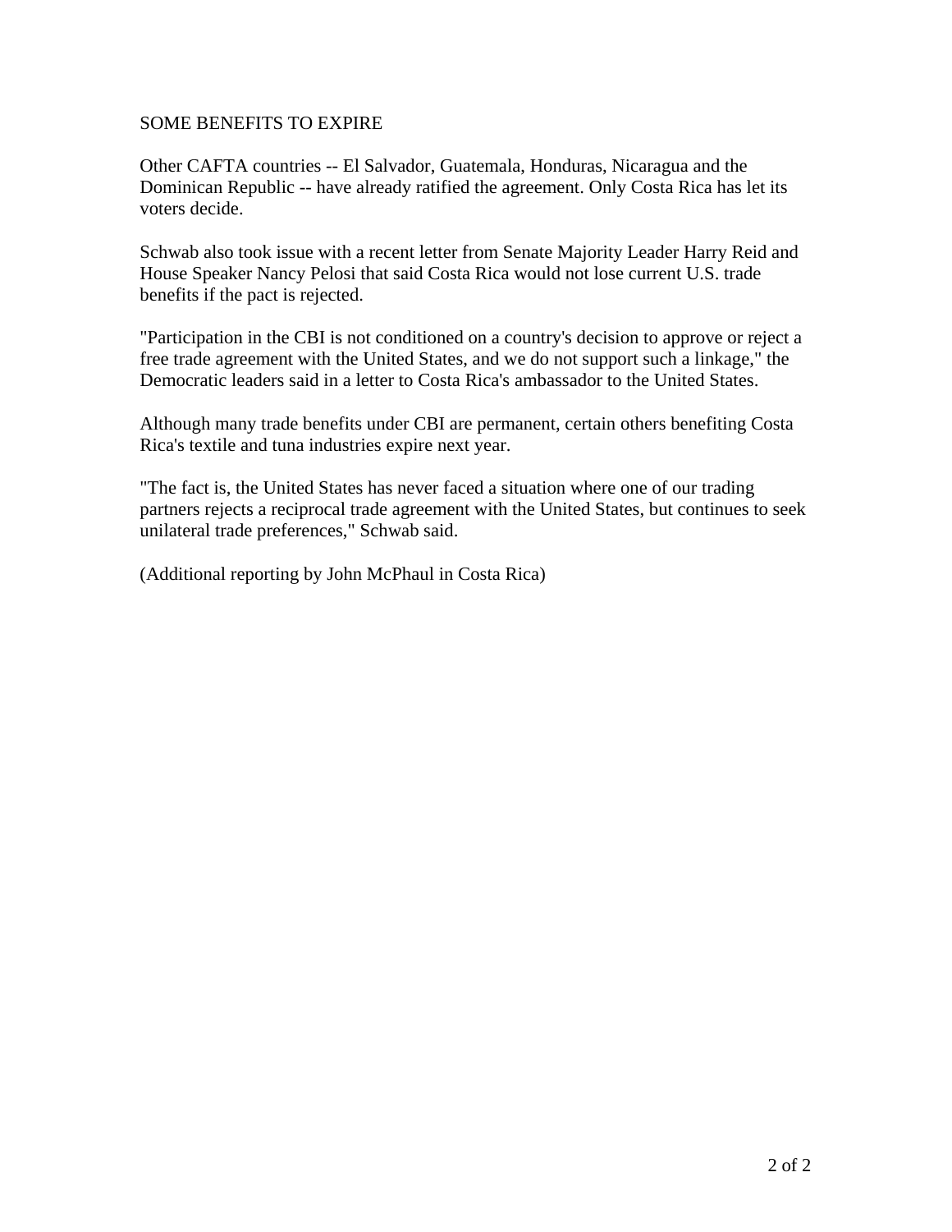## SOME BENEFITS TO EXPIRE

Other CAFTA countries -- El Salvador, Guatemala, Honduras, Nicaragua and the Dominican Republic -- have already ratified the agreement. Only Costa Rica has let its voters decide.

Schwab also took issue with a recent letter from Senate Majority Leader Harry Reid and House Speaker Nancy Pelosi that said Costa Rica would not lose current U.S. trade benefits if the pact is rejected.

"Participation in the CBI is not conditioned on a country's decision to approve or reject a free trade agreement with the United States, and we do not support such a linkage," the Democratic leaders said in a letter to Costa Rica's ambassador to the United States.

Although many trade benefits under CBI are permanent, certain others benefiting Costa Rica's textile and tuna industries expire next year.

"The fact is, the United States has never faced a situation where one of our trading partners rejects a reciprocal trade agreement with the United States, but continues to seek unilateral trade preferences," Schwab said.

(Additional reporting by John McPhaul in Costa Rica)